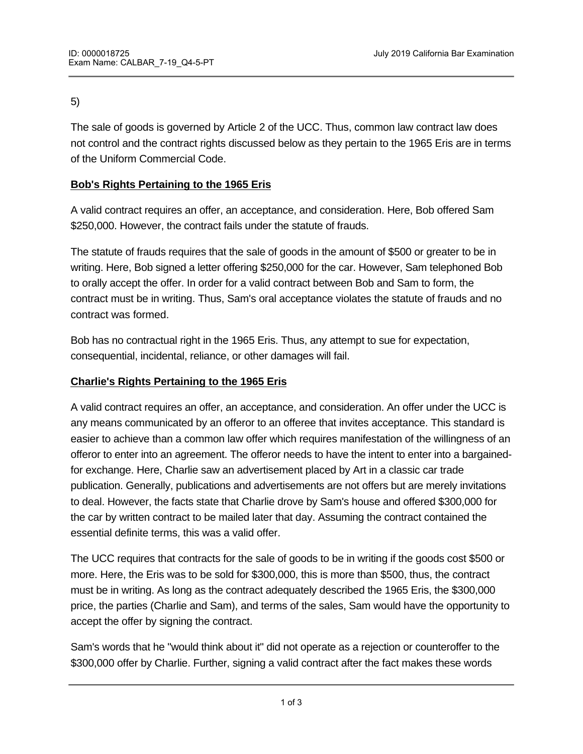5)

The sale of goods is governed by Article 2 of the UCC. Thus, common law contract law does not control and the contract rights discussed below as they pertain to the 1965 Eris are in terms of the Uniform Commercial Code.

**Bob's Rights Pertaining to the 1965 Eris**

A valid contract requires an offer, an acceptance, and consideration. Here, Bob offered Sam $250,000. However, the contract fails under the statute of frauds.

The statute of frauds requires that the sale of goods in the amount of $500 or greater to be in writing. Here, Bob signed a letter offering $250,000 for the car. However, Sam telephoned Bob to orally accept the offer. In order for a valid contract between Bob and Sam to form, the contract must be in writing. Thus, Sam's oral acceptance violates the statute of frauds and no contract was formed.

Bob has no contractual right in the 1965 Eris. Thus, any attempt to sue for expectation, consequential, incidental, reliance, or other damages will fail.

**Charlie's Rights Pertaining to the 1965 Eris**

A valid contract requires an offer, an acceptance, and consideration. An offer under the UCC is any means communicated by an offeror to an offeree that invites acceptance. This standard is easier to achieve than a common law offer which requires manifestation of the willingness of an offeror to enter into an agreement. The offeror needs to have the intent to enter into a bargained-for exchange. Here, Charlie saw an advertisement placed by Art in a classic car trade publication. Generally, publications and advertisements are not offers but are merely invitations to deal. However, the facts state that Charlie drove by Sam's house and offered $300,000 for the car by written contract to be mailed later that day. Assuming the contract contained the essential definite terms, this was a valid offer.

The UCC requires that contracts for the sale of goods to be in writing if the goods cost $500 or more. Here, the Eris was to be sold for $300,000, this is more than $500, thus, the contract must be in writing. As long as the contract adequately described the 1965 Eris, the $300,000 price, the parties (Charlie and Sam), and terms of the sales, Sam would have the opportunity to accept the offer by signing the contract.

Sam's words that he "would think about it" did not operate as a rejection or counteroffer to the $300,000 offer by Charlie. Further, signing a valid contract after the fact makes these words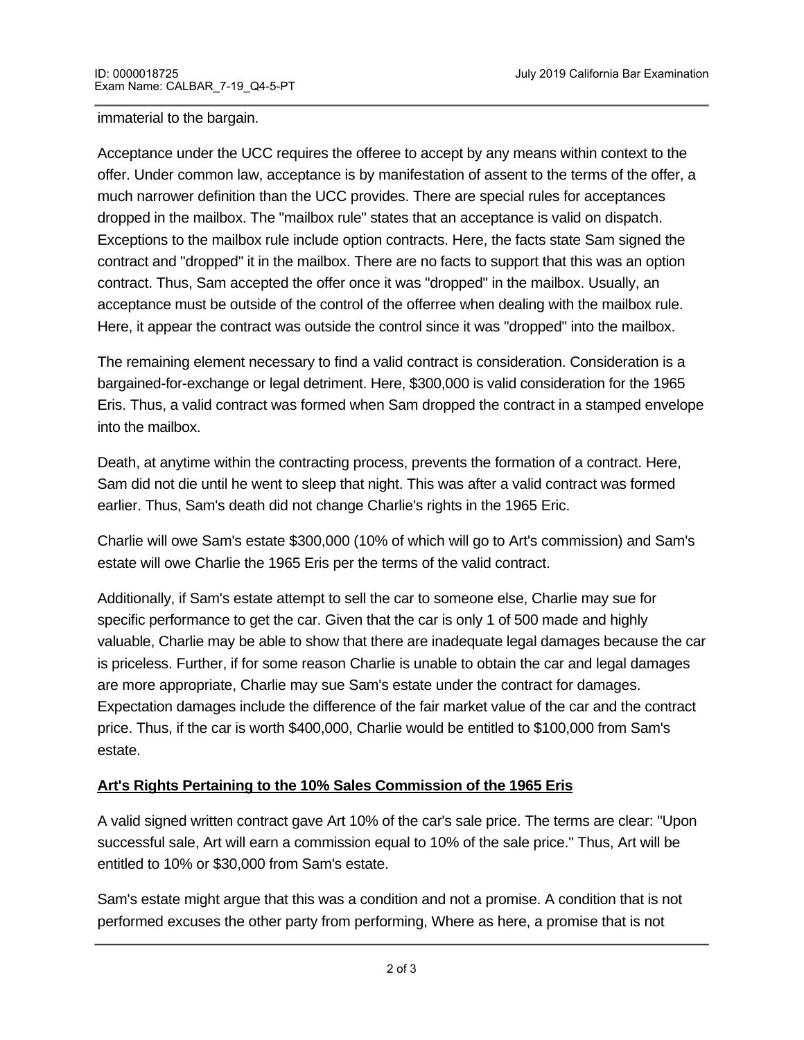immaterial to the bargain.

Acceptance under the UCC requires the offeree to accept by any means within context to the offer. Under common law, acceptance is by manifestation of assent to the terms of the offer, a much narrower definition than the UCC provides. There are special rules for acceptances dropped in the mailbox. The "mailbox rule" states that an acceptance is valid on dispatch. Exceptions to the mailbox rule include option contracts. Here, the facts state Sam signed the contract and "dropped" it in the mailbox. There are no facts to support that this was an option contract. Thus, Sam accepted the offer once it was "dropped" in the mailbox. Usually, an acceptance must be outside of the control of the offerree when dealing with the mailbox rule. Here, it appear the contract was outside the control since it was "dropped" into the mailbox.

The remaining element necessary to find a valid contract is consideration. Consideration is a bargained-for-exchange or legal detriment. Here, $300,000 is valid consideration for the 1965 Eris. Thus, a valid contract was formed when Sam dropped the contract in a stamped envelope into the mailbox.

Death, at anytime within the contracting process, prevents the formation of a contract. Here, Sam did not die until he went to sleep that night. This was after a valid contract was formed earlier. Thus, Sam's death did not change Charlie's rights in the 1965 Eric.

Charlie will owe Sam's estate $300,000 (10% of which will go to Art's commission) and Sam's estate will owe Charlie the 1965 Eris per the terms of the valid contract.

Additionally, if Sam's estate attempt to sell the car to someone else, Charlie may sue for specific performance to get the car. Given that the car is only 1 of 500 made and highly valuable, Charlie may be able to show that there are inadequate legal damages because the car is priceless. Further, if for some reason Charlie is unable to obtain the car and legal damages are more appropriate, Charlie may sue Sam's estate under the contract for damages. Expectation damages include the difference of the fair market value of the car and the contract price. Thus, if the car is worth $400,000, Charlie would be entitled to $100,000 from Sam's estate.

**Art's Rights Pertaining to the 10% Sales Commission of the 1965 Eris**

A valid signed written contract gave Art 10% of the car's sale price. The terms are clear: "Upon successful sale, Art will earn a commission equal to 10% of the sale price." Thus, Art will be entitled to 10% or $30,000 from Sam's estate.

Sam's estate might argue that this was a condition and not a promise. A condition that is not performed excuses the other party from performing, Where as here, a promise that is not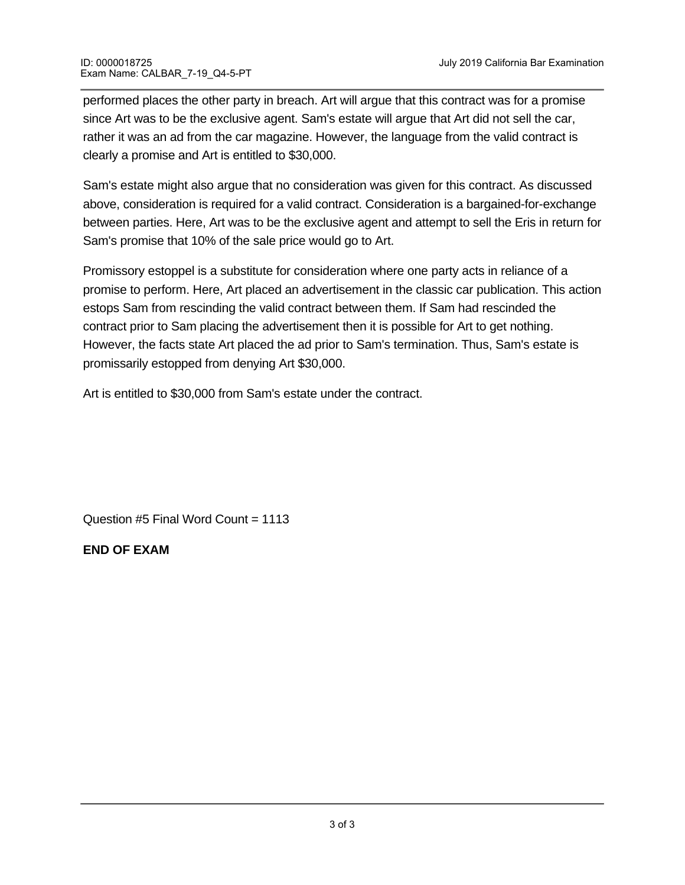performed places the other party in breach. Art will argue that this contract was for a promise since Art was to be the exclusive agent. Sam's estate will argue that Art did not sell the car, rather it was an ad from the car magazine. However, the language from the valid contract is clearly a promise and Art is entitled to $30,000.

Sam's estate might also argue that no consideration was given for this contract. As discussed above, consideration is required for a valid contract. Consideration is a bargained-for-exchange between parties. Here, Art was to be the exclusive agent and attempt to sell the Eris in return for Sam's promise that 10% of the sale price would go to Art.

Promissory estoppel is a substitute for consideration where one party acts in reliance of a promise to perform. Here, Art placed an advertisement in the classic car publication. This action estops Sam from rescinding the valid contract between them. If Sam had rescinded the contract prior to Sam placing the advertisement then it is possible for Art to get nothing. However, the facts state Art placed the ad prior to Sam's termination. Thus, Sam's estate is promissarily estopped from denying Art $30,000.

Art is entitled to $30,000 from Sam's estate under the contract.

Question #5 Final Word Count = 1113

**END OF EXAM**